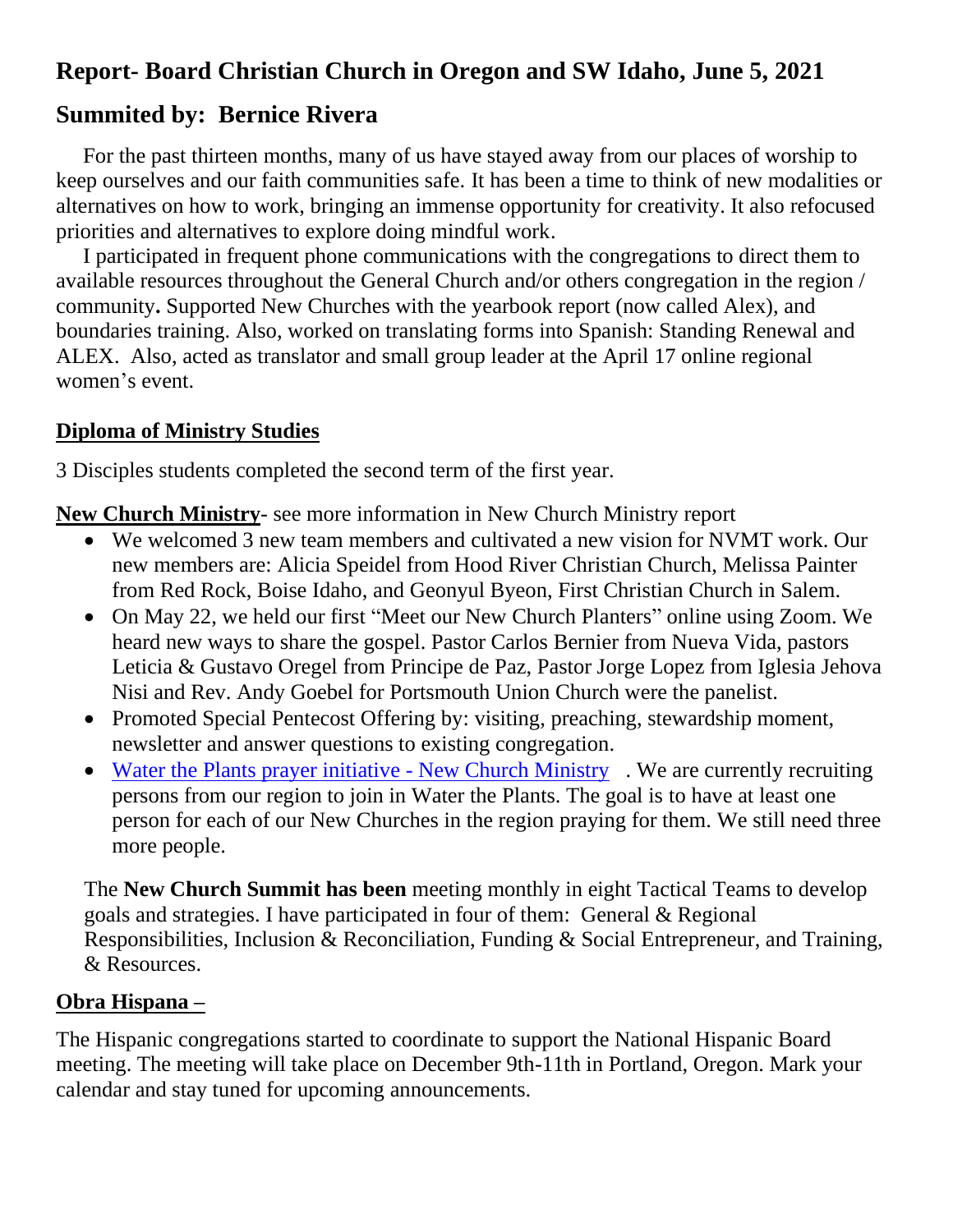## Report- Board Christian Church in Oregon and SW Idaho, June 5, 2021

## Summited by: Bernice Rivera

For the past thirteen months, many of us have stayed away from our places of worship to keep ourselves and our faith communities safe. It has been a time to think of new modalities or alternatives on how to work, bringing an immense opportunity for creativity. It also refocused priorities and alternatives to explore doing mindful work.

I participated in frequent phone communications with the congregations to direct them to available resources throughout the General Church and/or others congregation in the region / community**.** Supported New Churches with the yearbook report (now called Alex), and boundaries training. Also, worked on translating forms into Spanish: Standing Renewal and ALEX. Also, acted as translator and small group leader at the April 17 online regional women's event.

**Diploma of Ministry Studies**

3 Disciples students completed the second term of the first year.

**New Church Ministry**- see more information in New Church Ministry report

- We welcomed 3 new team members and cultivated a new vision for NVMT work. Our new members are: Alicia Speidel from Hood River Christian Church, Melissa Painter from Red Rock, Boise Idaho, and Geonyul Byeon, First Christian Church in Salem.
- On May 22, we held our first "Meet our New Church Planters" online using Zoom. We heard new ways to share the gospel. Pastor Carlos Bernier from Nueva Vida, pastors Leticia & Gustavo Oregel from Principe de Paz, Pastor Jorge Lopez from Iglesia Jehova Nisi and Rev. Andy Goebel for Portsmouth Union Church were the panelist.
- Promoted Special Pentecost Offering by: visiting, preaching, stewardship moment, newsletter and answer questions to existing congregation.
- Water the Plants prayer initiative - New Church Ministry . We are currently recruiting persons from our region to join in Water the Plants. The goal is to have at least one person for each of our New Churches in the region praying for them. We still need three more people.

The **New Church Summit has been** meeting monthly in eight Tactical Teams to develop goals and strategies. I have participated in four of them: General & Regional Responsibilities, Inclusion & Reconciliation, Funding & Social Entrepreneur, and Training, & Resources.

**Obra Hispana –**

The Hispanic congregations started to coordinate to support the National Hispanic Board meeting. The meeting will take place on December 9th-11th in Portland, Oregon. Mark your calendar and stay tuned for upcoming announcements.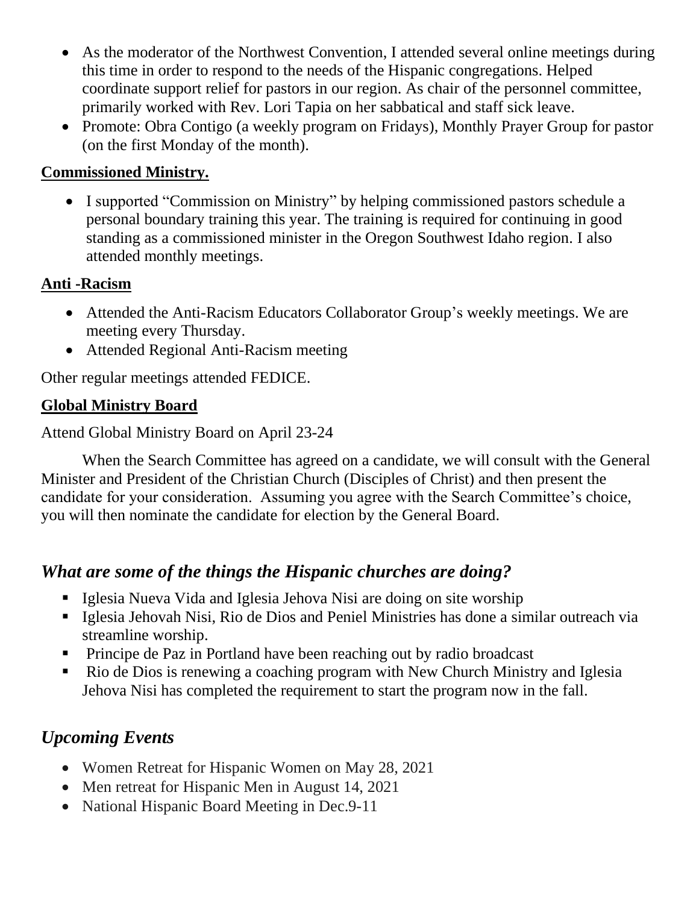- As the moderator of the Northwest Convention, I attended several online meetings during this time in order to respond to the needs of the Hispanic congregations. Helped coordinate support relief for pastors in our region. As chair of the personnel committee, primarily worked with Rev. Lori Tapia on her sabbatical and staff sick leave.
- Promote: Obra Contigo (a weekly program on Fridays), Monthly Prayer Group for pastor (on the first Monday of the month).

**Commissioned Ministry.**

- I supported "Commission on Ministry" by helping commissioned pastors schedule a personal boundary training this year. The training is required for continuing in good standing as a commissioned minister in the Oregon Southwest Idaho region. I also attended monthly meetings.

**Anti -Racism**

- Attended the Anti-Racism Educators Collaborator Group's weekly meetings. We are meeting every Thursday.
- Attended Regional Anti-Racism meeting

Other regular meetings attended FEDICE.

**Global Ministry Board**

Attend Global Ministry Board on April 23-24

When the Search Committee has agreed on a candidate, we will consult with the General Minister and President of the Christian Church (Disciples of Christ) and then present the candidate for your consideration. Assuming you agree with the Search Committee's choice, you will then nominate the candidate for election by the General Board.

## *What are some of the things the Hispanic churches are doing?*

- Iglesia Nueva Vida and Iglesia Jehova Nisi are doing on site worship
- Iglesia Jehovah Nisi, Rio de Dios and Peniel Ministries has done a similar outreach via streamline worship.
- Principe de Paz in Portland have been reaching out by radio broadcast
- Rio de Dios is renewing a coaching program with New Church Ministry and Iglesia Jehova Nisi has completed the requirement to start the program now in the fall.

## *Upcoming Events*

- Women Retreat for Hispanic Women on May 28, 2021
- Men retreat for Hispanic Men in August 14, 2021
- National Hispanic Board Meeting in Dec.9-11